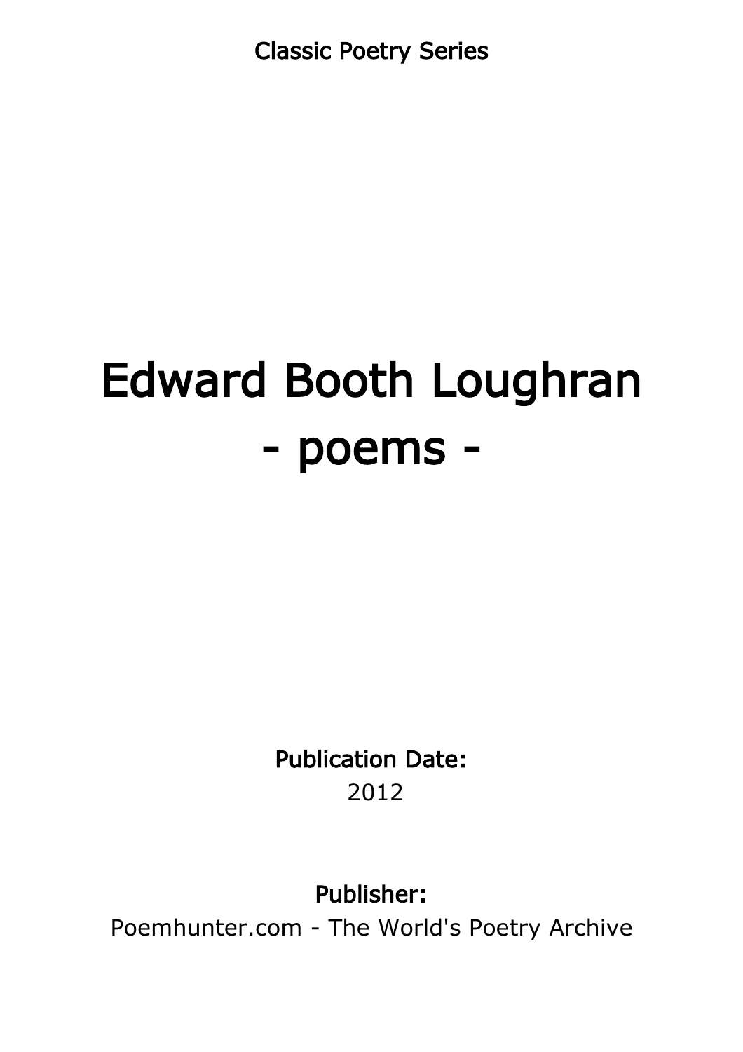Classic Poetry Series

# Edward Booth Loughran
# - poems -

**Publication Date:**
2012

**Publisher:**
Poemhunter.com - The World's Poetry Archive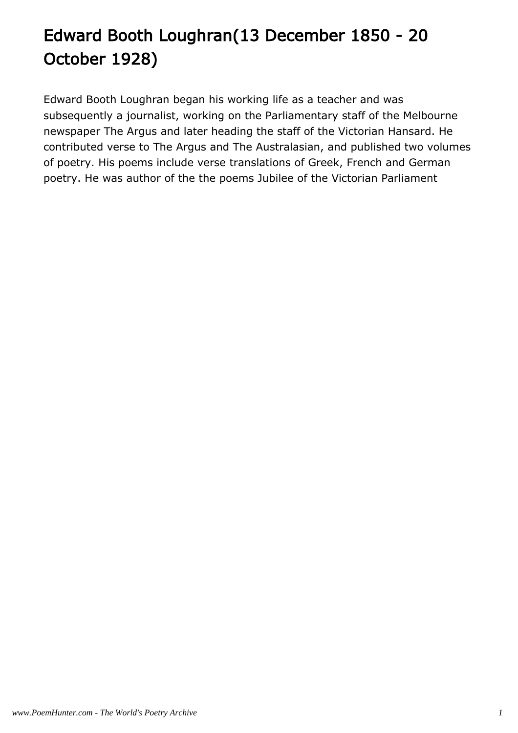# Edward Booth Loughran(13 December 1850 - 20 October 1928)

Edward Booth Loughran began his working life as a teacher and was subsequently a journalist, working on the Parliamentary staff of the Melbourne newspaper The Argus and later heading the staff of the Victorian Hansard. He contributed verse to The Argus and The Australasian, and published two volumes of poetry. His poems include verse translations of Greek, French and German poetry. He was author of the the poems Jubilee of the Victorian Parliament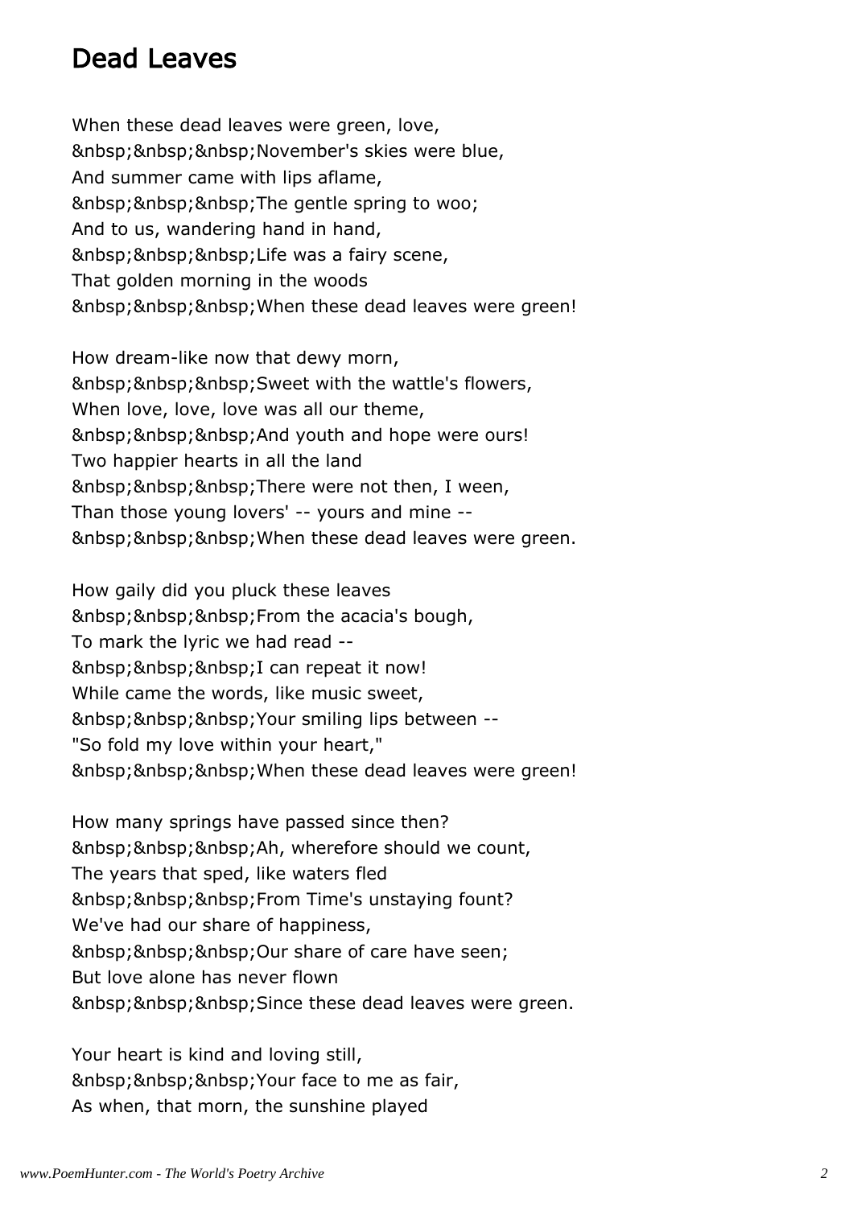# Dead Leaves

When these dead leaves were green, love,
&nbsp;&nbsp;&nbsp;November's skies were blue,
And summer came with lips aflame,
&nbsp;&nbsp;&nbsp;The gentle spring to woo;
And to us, wandering hand in hand,
&nbsp;&nbsp;&nbsp;Life was a fairy scene,
That golden morning in the woods
&nbsp;&nbsp;&nbsp;When these dead leaves were green!

How dream-like now that dewy morn,
&nbsp;&nbsp;&nbsp;Sweet with the wattle's flowers,
When love, love, love was all our theme,
&nbsp;&nbsp;&nbsp;And youth and hope were ours!
Two happier hearts in all the land
&nbsp;&nbsp;&nbsp;There were not then, I ween,
Than those young lovers' -- yours and mine --
&nbsp;&nbsp;&nbsp;When these dead leaves were green.

How gaily did you pluck these leaves
&nbsp;&nbsp;&nbsp;From the acacia's bough,
To mark the lyric we had read --
&nbsp;&nbsp;&nbsp;I can repeat it now!
While came the words, like music sweet,
&nbsp;&nbsp;&nbsp;Your smiling lips between --
"So fold my love within your heart,"
&nbsp;&nbsp;&nbsp;When these dead leaves were green!

How many springs have passed since then?
&nbsp;&nbsp;&nbsp;Ah, wherefore should we count,
The years that sped, like waters fled
&nbsp;&nbsp;&nbsp;From Time's unstaying fount?
We've had our share of happiness,
&nbsp;&nbsp;&nbsp;Our share of care have seen;
But love alone has never flown
&nbsp;&nbsp;&nbsp;Since these dead leaves were green.

Your heart is kind and loving still,
&nbsp;&nbsp;&nbsp;Your face to me as fair,
As when, that morn, the sunshine played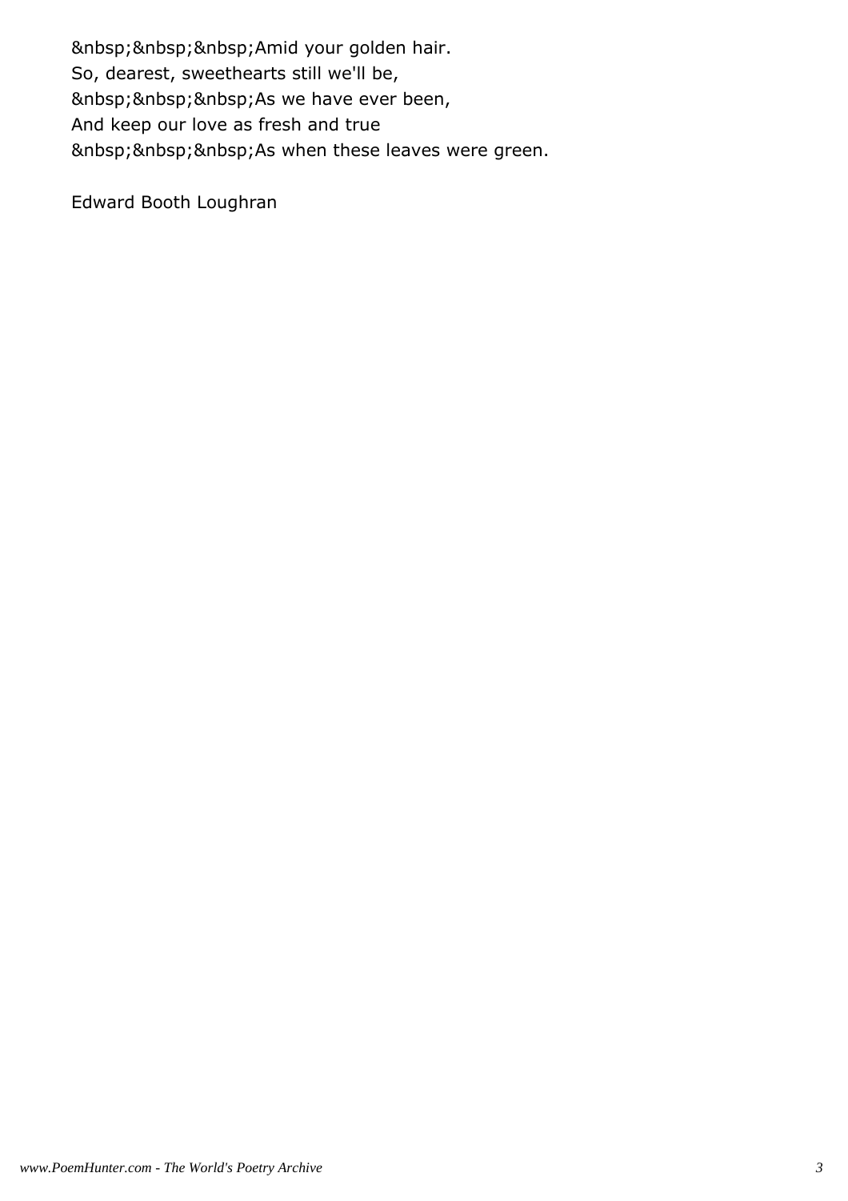&nbsp;&nbsp;&nbsp;Amid your golden hair.
So, dearest, sweethearts still we'll be,
&nbsp;&nbsp;&nbsp;As we have ever been,
And keep our love as fresh and true
&nbsp;&nbsp;&nbsp;As when these leaves were green.

Edward Booth Loughran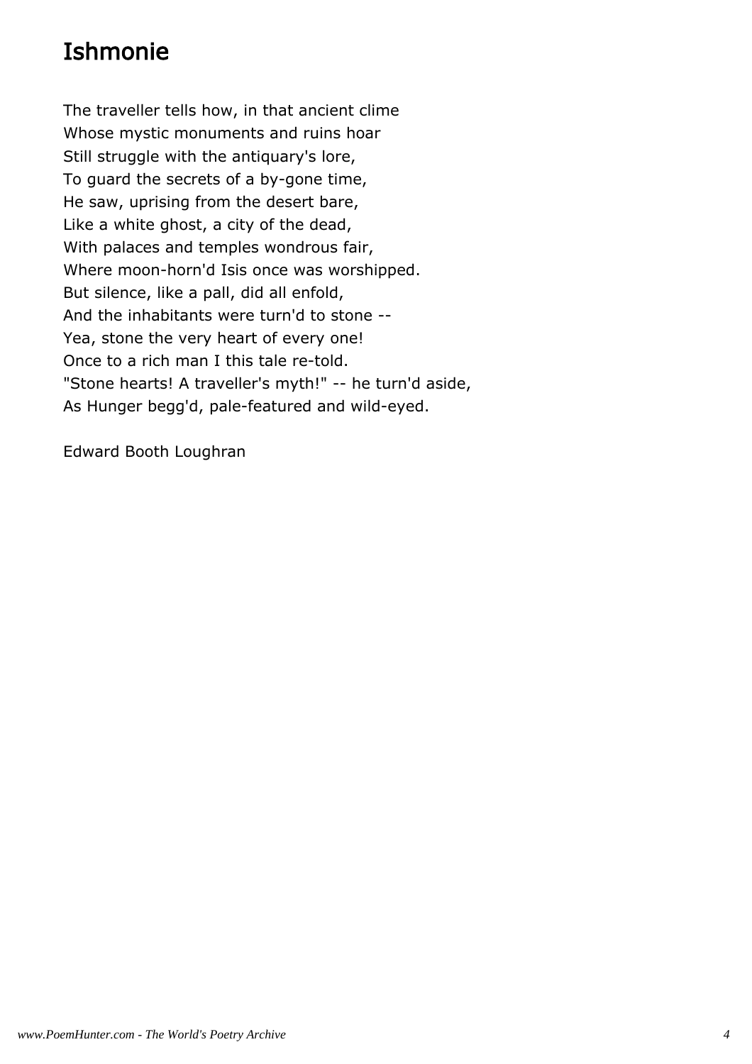# Ishmonie

The traveller tells how, in that ancient clime
Whose mystic monuments and ruins hoar
Still struggle with the antiquary's lore,
To guard the secrets of a by-gone time,
He saw, uprising from the desert bare,
Like a white ghost, a city of the dead,
With palaces and temples wondrous fair,
Where moon-horn'd Isis once was worshipped.
But silence, like a pall, did all enfold,
And the inhabitants were turn'd to stone --
Yea, stone the very heart of every one!
Once to a rich man I this tale re-told.
"Stone hearts! A traveller's myth!" -- he turn'd aside,
As Hunger begg'd, pale-featured and wild-eyed.

Edward Booth Loughran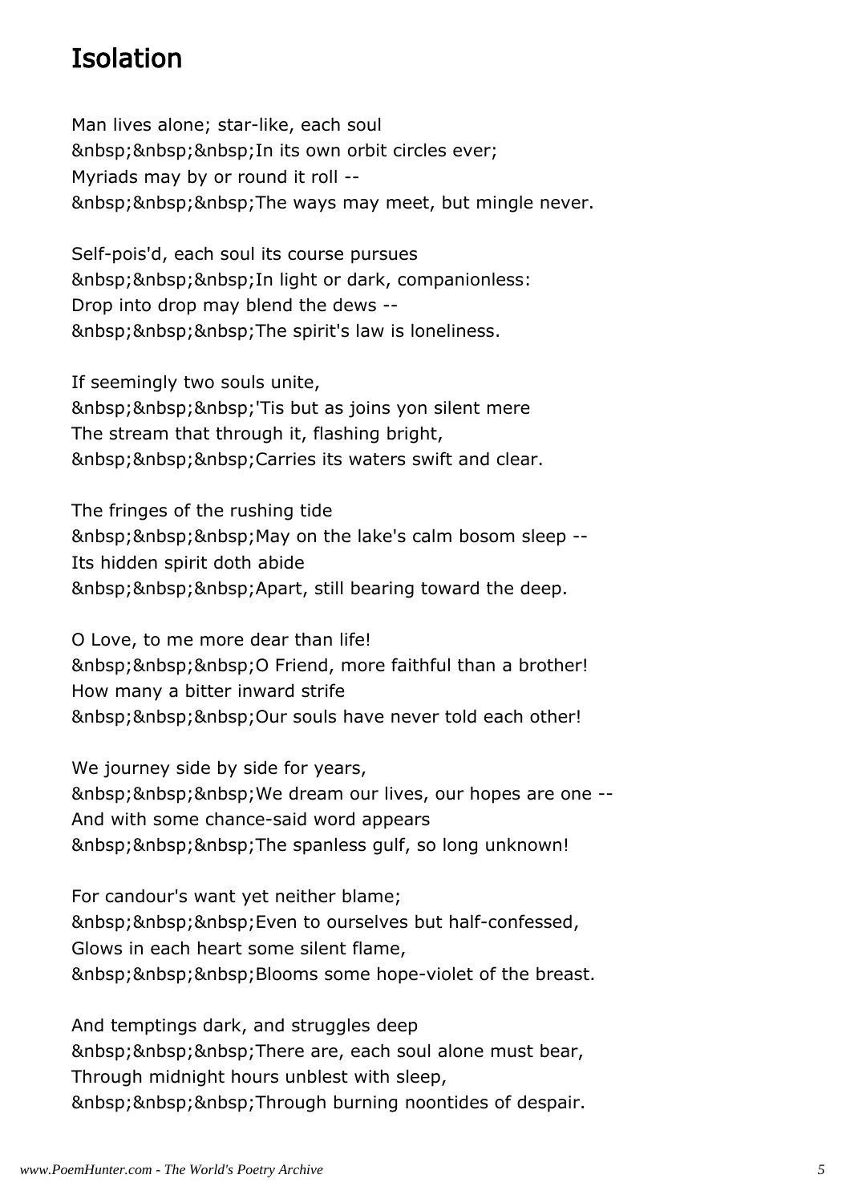# Isolation

Man lives alone; star-like, each soul
&nbsp;&nbsp;&nbsp;In its own orbit circles ever;
Myriads may by or round it roll --
&nbsp;&nbsp;&nbsp;The ways may meet, but mingle never.

Self-pois'd, each soul its course pursues
&nbsp;&nbsp;&nbsp;In light or dark, companionless:
Drop into drop may blend the dews --
&nbsp;&nbsp;&nbsp;The spirit's law is loneliness.

If seemingly two souls unite,
&nbsp;&nbsp;&nbsp;'Tis but as joins yon silent mere
The stream that through it, flashing bright,
&nbsp;&nbsp;&nbsp;Carries its waters swift and clear.

The fringes of the rushing tide
&nbsp;&nbsp;&nbsp;May on the lake's calm bosom sleep --
Its hidden spirit doth abide
&nbsp;&nbsp;&nbsp;Apart, still bearing toward the deep.

O Love, to me more dear than life!
&nbsp;&nbsp;&nbsp;O Friend, more faithful than a brother!
How many a bitter inward strife
&nbsp;&nbsp;&nbsp;Our souls have never told each other!

We journey side by side for years,
&nbsp;&nbsp;&nbsp;We dream our lives, our hopes are one --
And with some chance-said word appears
&nbsp;&nbsp;&nbsp;The spanless gulf, so long unknown!

For candour's want yet neither blame;
&nbsp;&nbsp;&nbsp;Even to ourselves but half-confessed,
Glows in each heart some silent flame,
&nbsp;&nbsp;&nbsp;Blooms some hope-violet of the breast.

And temptings dark, and struggles deep
&nbsp;&nbsp;&nbsp;There are, each soul alone must bear,
Through midnight hours unblest with sleep,
&nbsp;&nbsp;&nbsp;Through burning noontides of despair.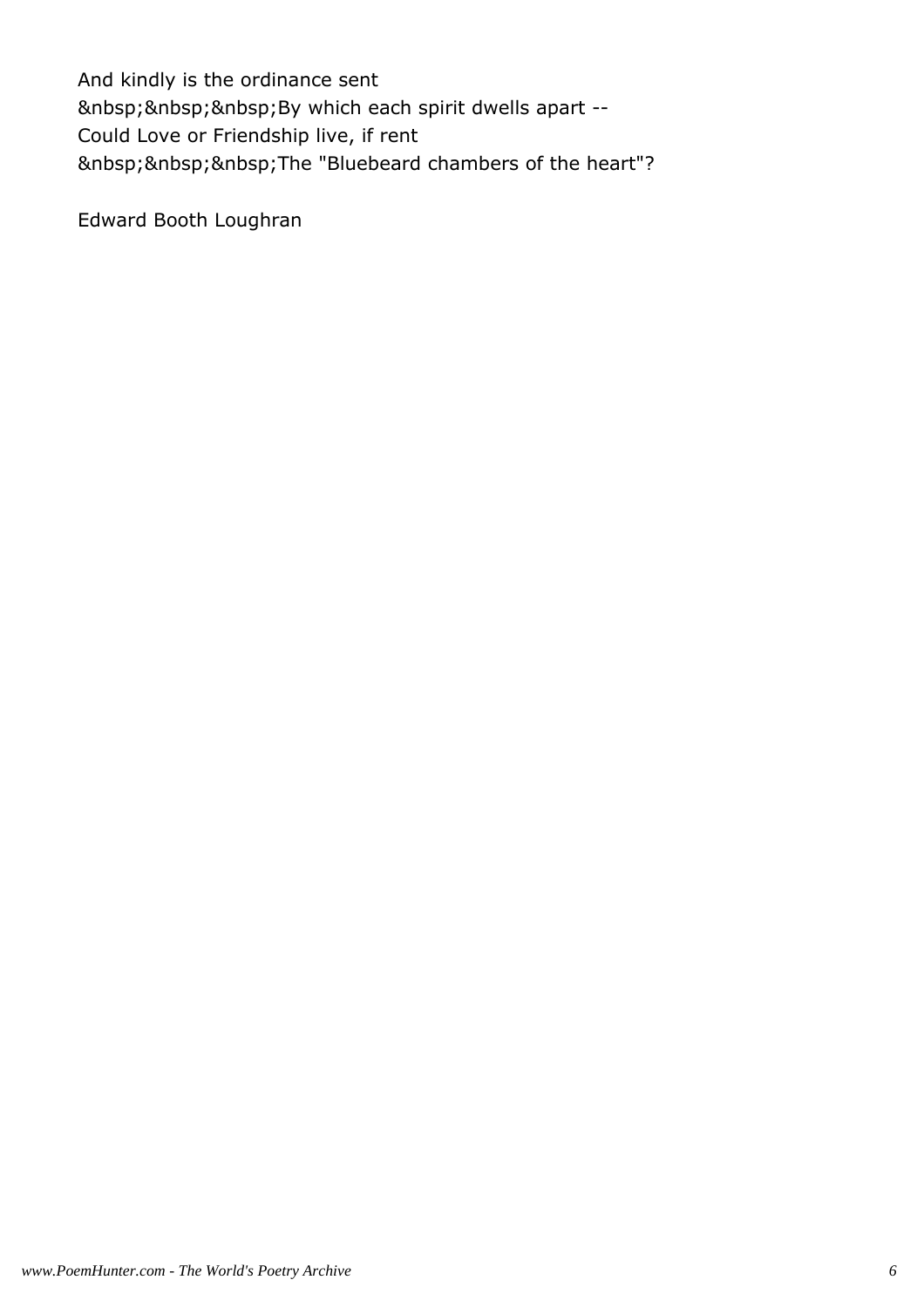And kindly is the ordinance sent
&nbsp;&nbsp;&nbsp;By which each spirit dwells apart --
Could Love or Friendship live, if rent
&nbsp;&nbsp;&nbsp;The "Bluebeard chambers of the heart"?

Edward Booth Loughran